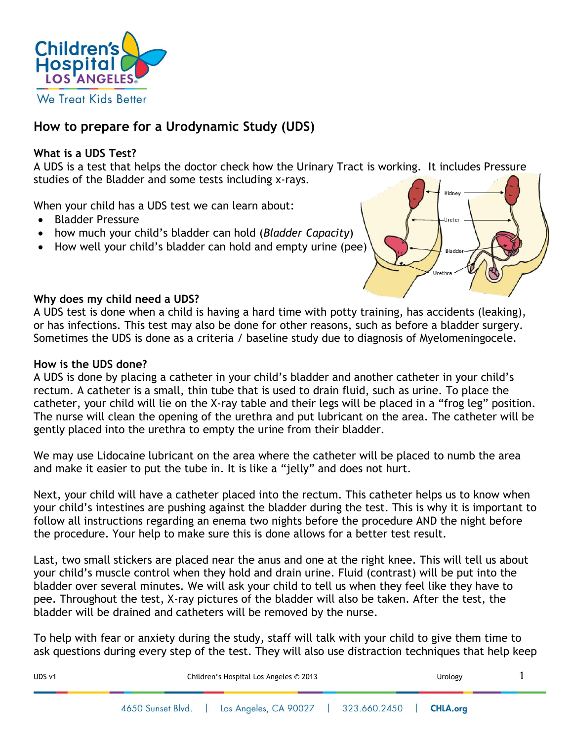# How to prepare for a Urodynamic Study (UDS)

**What is a UDS Test?**
A UDS is a test that helps the doctor check how the Urinary Tract is working. It includes Pressure studies of the Bladder and some tests including x-rays.

When your child has a UDS test we can learn about:

- Bladder Pressure
- how much your child's bladder can hold (*Bladder Capacity*)
- How well your child's bladder can hold and empty urine (pee)

**Why does my child need a UDS?**
A UDS test is done when a child is having a hard time with potty training, has accidents (leaking), or has infections. This test may also be done for other reasons, such as before a bladder surgery. Sometimes the UDS is done as a criteria / baseline study due to diagnosis of Myelomeningocele.

**How is the UDS done?**
A UDS is done by placing a catheter in your child's bladder and another catheter in your child's rectum. A catheter is a small, thin tube that is used to drain fluid, such as urine. To place the catheter, your child will lie on the X-ray table and their legs will be placed in a "frog leg" position. The nurse will clean the opening of the urethra and put lubricant on the area. The catheter will be gently placed into the urethra to empty the urine from their bladder.

We may use Lidocaine lubricant on the area where the catheter will be placed to numb the area and make it easier to put the tube in. It is like a "jelly" and does not hurt.

Next, your child will have a catheter placed into the rectum. This catheter helps us to know when your child's intestines are pushing against the bladder during the test. This is why it is important to follow all instructions regarding an enema two nights before the procedure AND the night before the procedure. Your help to make sure this is done allows for a better test result.

Last, two small stickers are placed near the anus and one at the right knee. This will tell us about your child's muscle control when they hold and drain urine. Fluid (contrast) will be put into the bladder over several minutes. We will ask your child to tell us when they feel like they have to pee. Throughout the test, X-ray pictures of the bladder will also be taken. After the test, the bladder will be drained and catheters will be removed by the nurse.

To help with fear or anxiety during the study, staff will talk with your child to give them time to ask questions during every step of the test. They will also use distraction techniques that help keep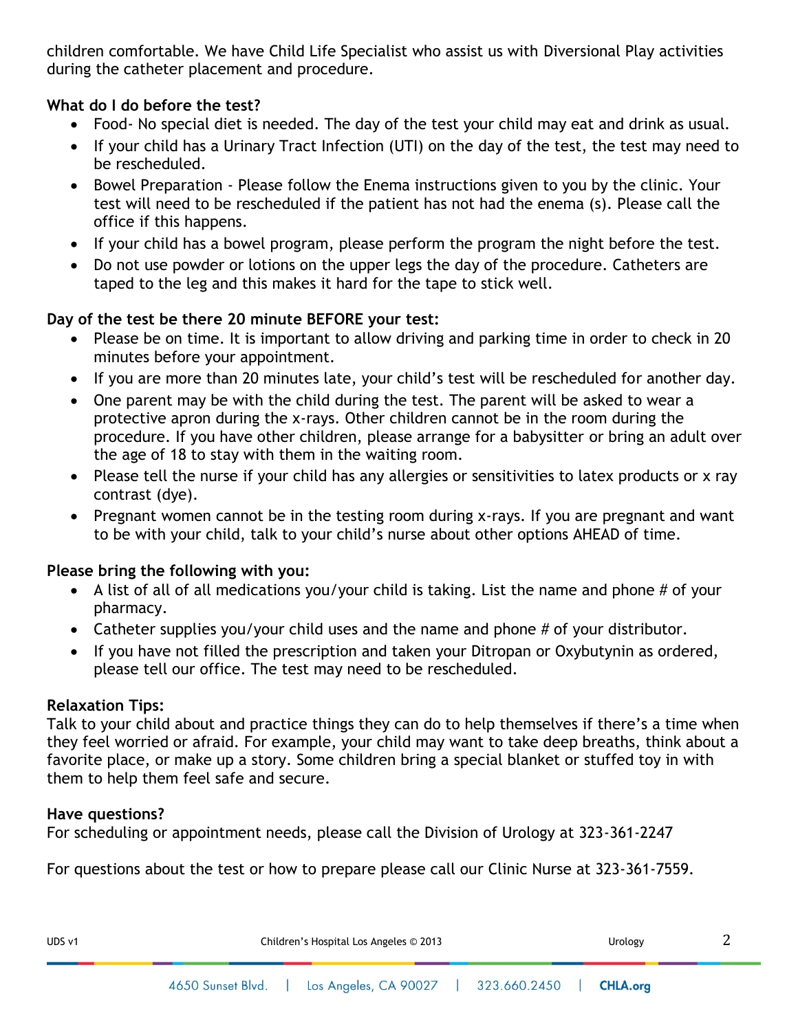children comfortable. We have Child Life Specialist who assist us with Diversional Play activities during the catheter placement and procedure.

**What do I do before the test?**

- Food- No special diet is needed. The day of the test your child may eat and drink as usual.
- If your child has a Urinary Tract Infection (UTI) on the day of the test, the test may need to be rescheduled.
- Bowel Preparation - Please follow the Enema instructions given to you by the clinic. Your test will need to be rescheduled if the patient has not had the enema (s). Please call the office if this happens.
- If your child has a bowel program, please perform the program the night before the test.
- Do not use powder or lotions on the upper legs the day of the procedure. Catheters are taped to the leg and this makes it hard for the tape to stick well.

**Day of the test be there 20 minute BEFORE your test:**

- Please be on time. It is important to allow driving and parking time in order to check in 20 minutes before your appointment.
- If you are more than 20 minutes late, your child's test will be rescheduled for another day.
- One parent may be with the child during the test. The parent will be asked to wear a protective apron during the x-rays. Other children cannot be in the room during the procedure. If you have other children, please arrange for a babysitter or bring an adult over the age of 18 to stay with them in the waiting room.
- Please tell the nurse if your child has any allergies or sensitivities to latex products or x ray contrast (dye).
- Pregnant women cannot be in the testing room during x-rays. If you are pregnant and want to be with your child, talk to your child's nurse about other options AHEAD of time.

**Please bring the following with you:**

- A list of all of all medications you/your child is taking. List the name and phone # of your pharmacy.
- Catheter supplies you/your child uses and the name and phone # of your distributor.
- If you have not filled the prescription and taken your Ditropan or Oxybutynin as ordered, please tell our office. The test may need to be rescheduled.

**Relaxation Tips:**

Talk to your child about and practice things they can do to help themselves if there's a time when they feel worried or afraid. For example, your child may want to take deep breaths, think about a favorite place, or make up a story. Some children bring a special blanket or stuffed toy in with them to help them feel safe and secure.

**Have questions?**

For scheduling or appointment needs, please call the Division of Urology at 323-361-2247

For questions about the test or how to prepare please call our Clinic Nurse at 323-361-7559.